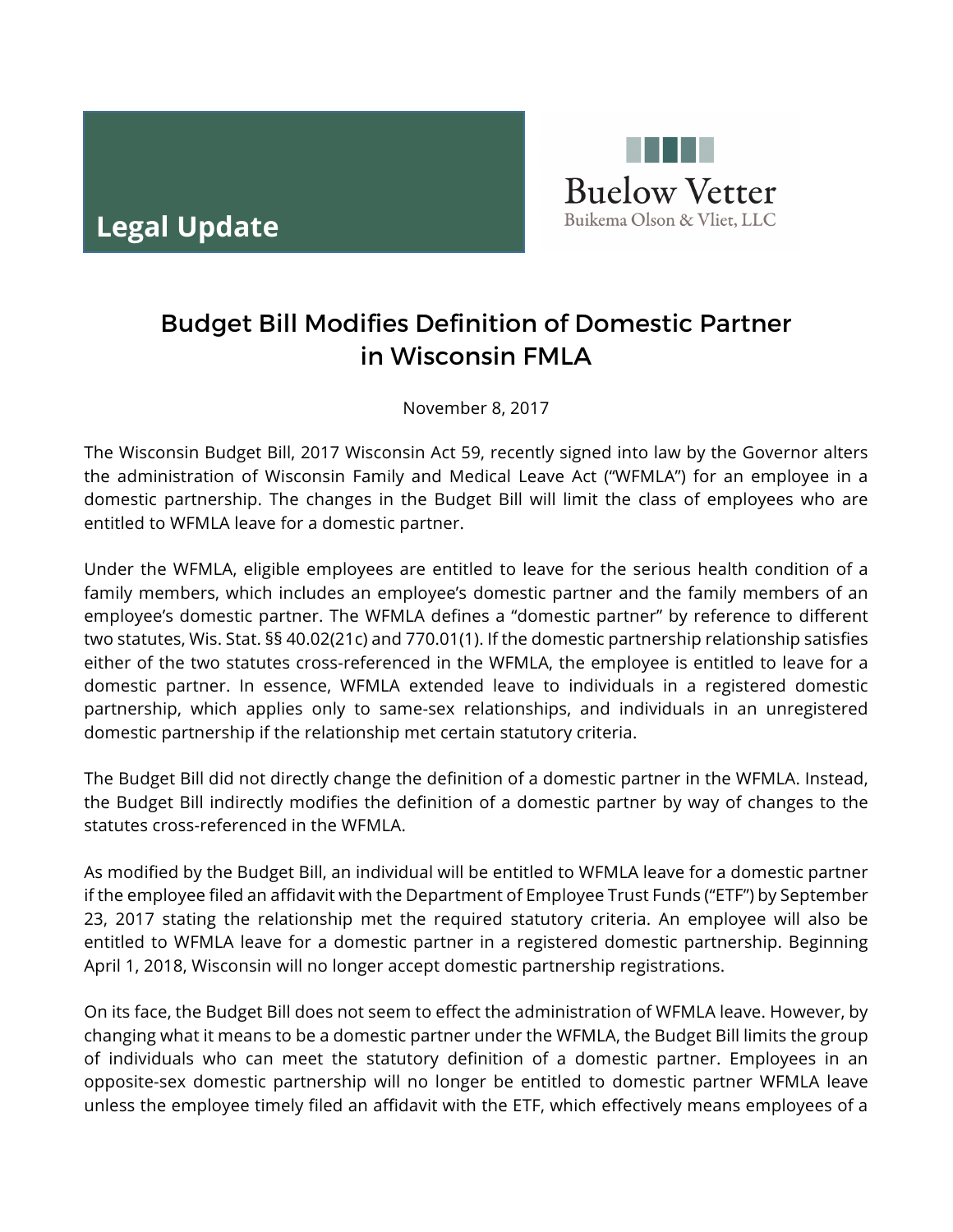**Legal Update**

Buelow Vetter
Buikema Olson & Vliet, LLC

# Budget Bill Modifies Definition of Domestic Partner in Wisconsin FMLA

November 8, 2017

The Wisconsin Budget Bill, 2017 Wisconsin Act 59, recently signed into law by the Governor alters the administration of Wisconsin Family and Medical Leave Act ("WFMLA") for an employee in a domestic partnership. The changes in the Budget Bill will limit the class of employees who are entitled to WFMLA leave for a domestic partner.

Under the WFMLA, eligible employees are entitled to leave for the serious health condition of a family members, which includes an employee's domestic partner and the family members of an employee's domestic partner. The WFMLA defines a "domestic partner" by reference to different two statutes, Wis. Stat. §§ 40.02(21c) and 770.01(1). If the domestic partnership relationship satisfies either of the two statutes cross-referenced in the WFMLA, the employee is entitled to leave for a domestic partner. In essence, WFMLA extended leave to individuals in a registered domestic partnership, which applies only to same-sex relationships, and individuals in an unregistered domestic partnership if the relationship met certain statutory criteria.

The Budget Bill did not directly change the definition of a domestic partner in the WFMLA. Instead, the Budget Bill indirectly modifies the definition of a domestic partner by way of changes to the statutes cross-referenced in the WFMLA.

As modified by the Budget Bill, an individual will be entitled to WFMLA leave for a domestic partner if the employee filed an affidavit with the Department of Employee Trust Funds ("ETF") by September 23, 2017 stating the relationship met the required statutory criteria. An employee will also be entitled to WFMLA leave for a domestic partner in a registered domestic partnership. Beginning April 1, 2018, Wisconsin will no longer accept domestic partnership registrations.

On its face, the Budget Bill does not seem to effect the administration of WFMLA leave. However, by changing what it means to be a domestic partner under the WFMLA, the Budget Bill limits the group of individuals who can meet the statutory definition of a domestic partner. Employees in an opposite-sex domestic partnership will no longer be entitled to domestic partner WFMLA leave unless the employee timely filed an affidavit with the ETF, which effectively means employees of a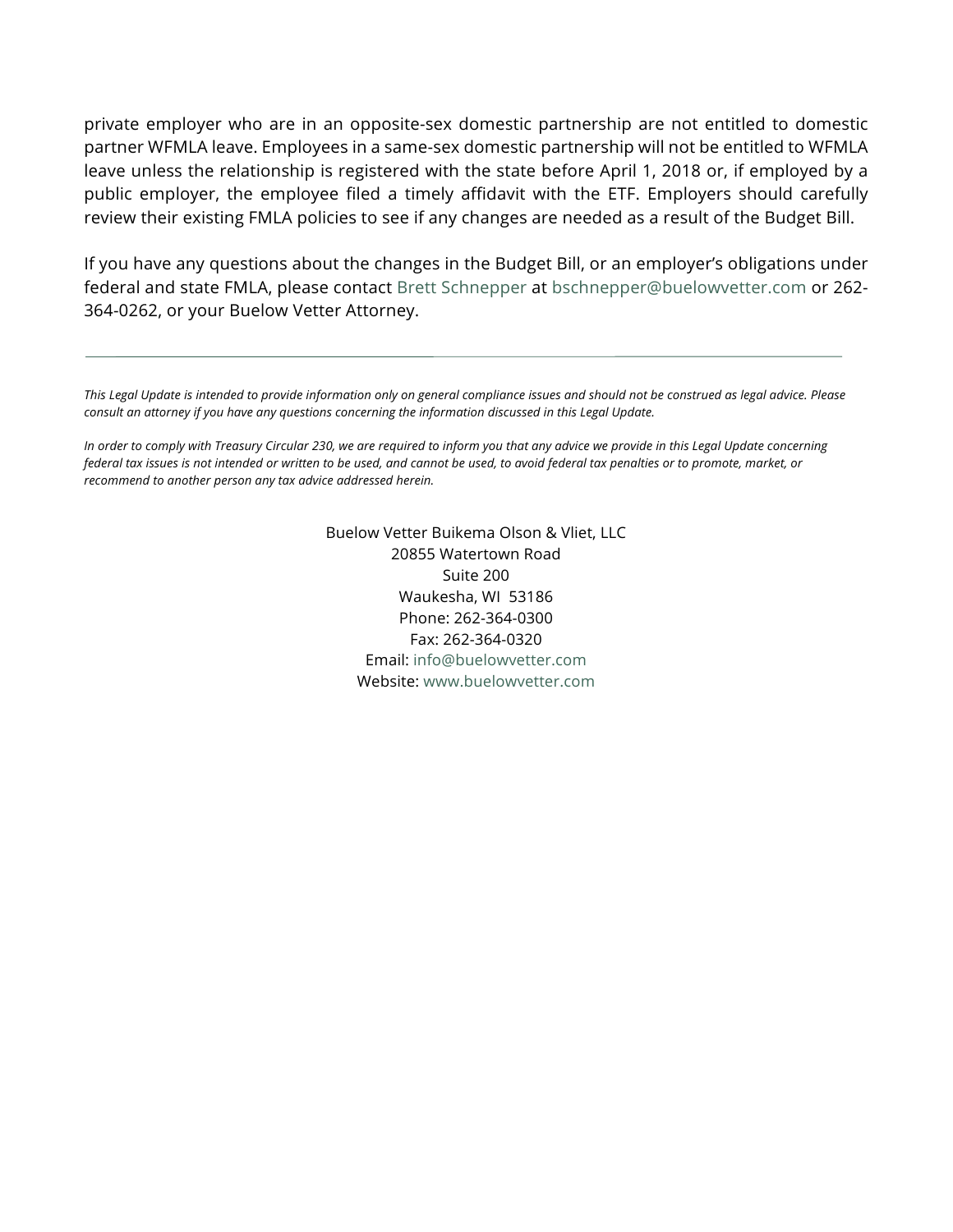private employer who are in an opposite-sex domestic partnership are not entitled to domestic partner WFMLA leave. Employees in a same-sex domestic partnership will not be entitled to WFMLA leave unless the relationship is registered with the state before April 1, 2018 or, if employed by a public employer, the employee filed a timely affidavit with the ETF. Employers should carefully review their existing FMLA policies to see if any changes are needed as a result of the Budget Bill.

If you have any questions about the changes in the Budget Bill, or an employer's obligations under federal and state FMLA, please contact Brett Schnepper at bschnepper@buelowvetter.com or 262-364-0262, or your Buelow Vetter Attorney.

---

*This Legal Update is intended to provide information only on general compliance issues and should not be construed as legal advice. Please consult an attorney if you have any questions concerning the information discussed in this Legal Update.*

*In order to comply with Treasury Circular 230, we are required to inform you that any advice we provide in this Legal Update concerning federal tax issues is not intended or written to be used, and cannot be used, to avoid federal tax penalties or to promote, market, or recommend to another person any tax advice addressed herein.*

Buelow Vetter Buikema Olson & Vliet, LLC
20855 Watertown Road
Suite 200
Waukesha, WI 53186
Phone: 262-364-0300
Fax: 262-364-0320
Email: info@buelowvetter.com
Website: www.buelowvetter.com